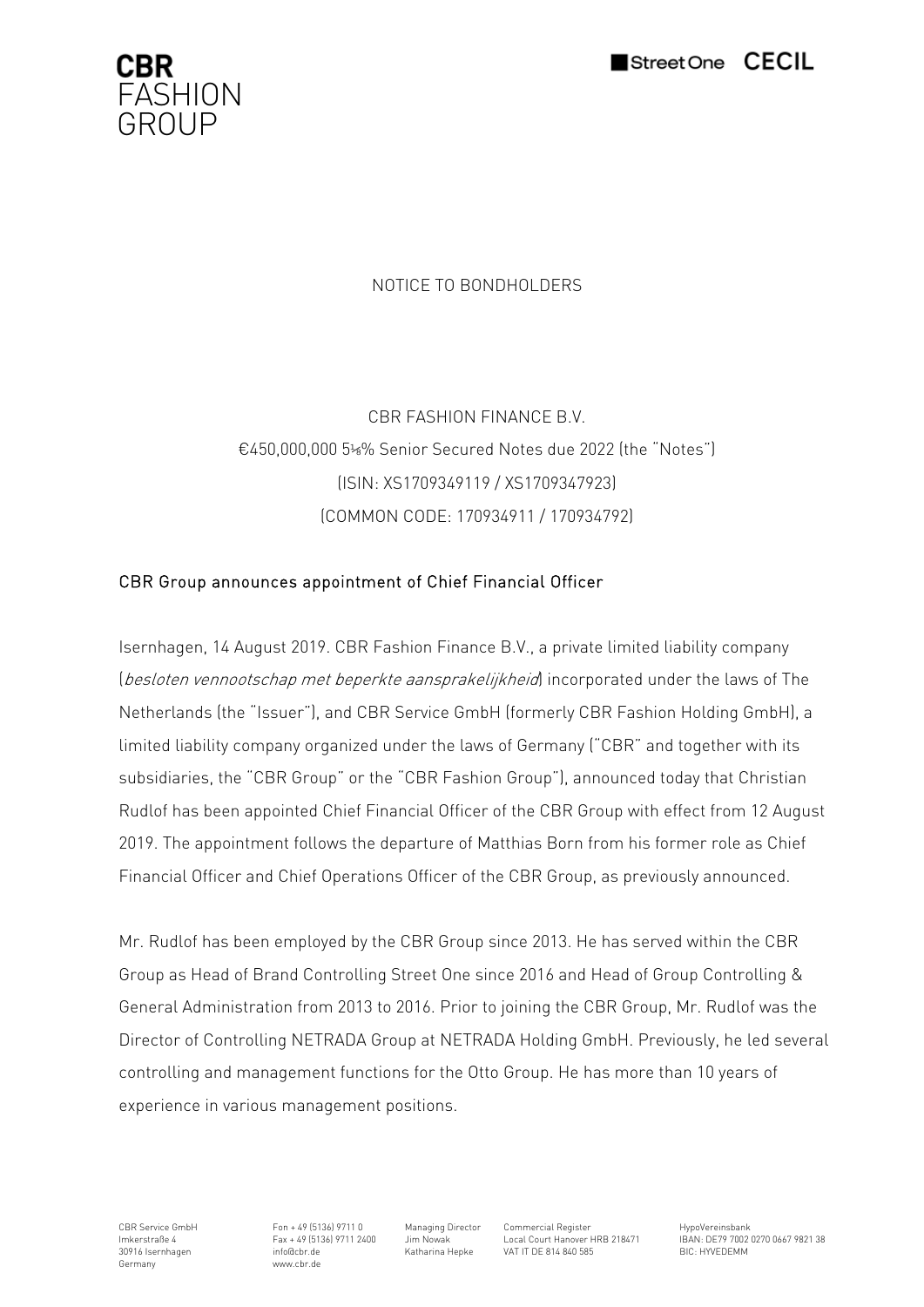CBR
FASHION
GROUP

Street One CECIL

NOTICE TO BONDHOLDERS

CBR FASHION FINANCE B.V.
€450,000,000 5⅛% Senior Secured Notes due 2022 (the "Notes")
(ISIN: XS1709349119 / XS1709347923)
(COMMON CODE: 170934911 / 170934792)

## CBR Group announces appointment of Chief Financial Officer

Isernhagen, 14 August 2019. CBR Fashion Finance B.V., a private limited liability company (*besloten vennootschap met beperkte aansprakelijkheid*) incorporated under the laws of The Netherlands (the "Issuer"), and CBR Service GmbH (formerly CBR Fashion Holding GmbH), a limited liability company organized under the laws of Germany ("CBR" and together with its subsidiaries, the "CBR Group" or the "CBR Fashion Group"), announced today that Christian Rudlof has been appointed Chief Financial Officer of the CBR Group with effect from 12 August 2019. The appointment follows the departure of Matthias Born from his former role as Chief Financial Officer and Chief Operations Officer of the CBR Group, as previously announced.

Mr. Rudlof has been employed by the CBR Group since 2013. He has served within the CBR Group as Head of Brand Controlling Street One since 2016 and Head of Group Controlling & General Administration from 2013 to 2016. Prior to joining the CBR Group, Mr. Rudlof was the Director of Controlling NETRADA Group at NETRADA Holding GmbH. Previously, he led several controlling and management functions for the Otto Group. He has more than 10 years of experience in various management positions.

CBR Service GmbH
Imkerstraße 4
30916 Isernhagen
Germany

Fon + 49 (5136) 9711 0
Fax + 49 (5136) 9711 2400
info@cbr.de
www.cbr.de

Managing Director
Jim Nowak
Katharina Hepke

Commercial Register
Local Court Hanover HRB 218471
VAT IT DE 814 840 585

HypoVereinsbank
IBAN: DE79 7002 0270 0667 9821 38
BIC: HYVEDEMM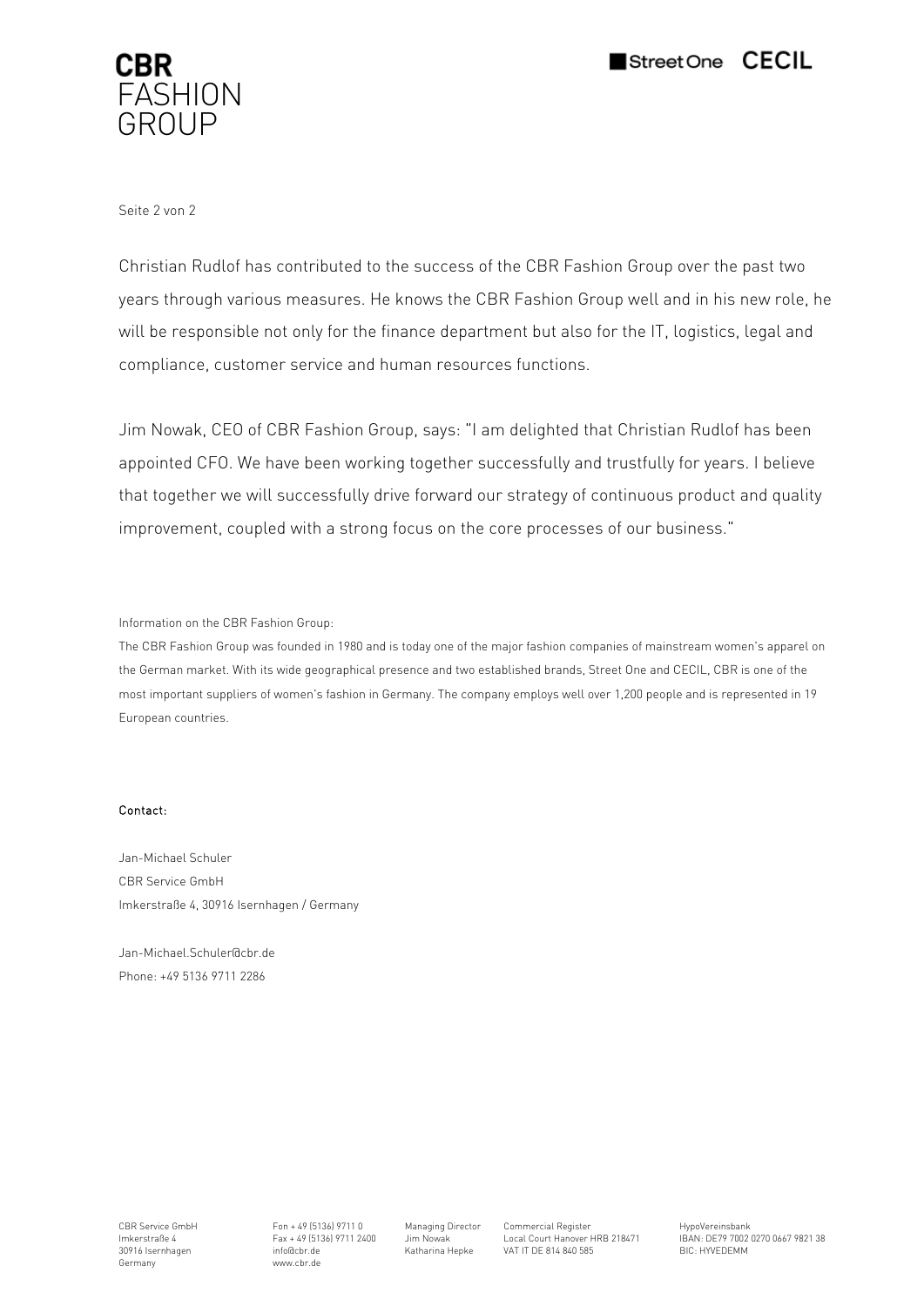Christian Rudlof has contributed to the success of the CBR Fashion Group over the past two years through various measures. He knows the CBR Fashion Group well and in his new role, he will be responsible not only for the finance department but also for the IT, logistics, legal and compliance, customer service and human resources functions.

Jim Nowak, CEO of CBR Fashion Group, says: "I am delighted that Christian Rudlof has been appointed CFO. We have been working together successfully and trustfully for years. I believe that together we will successfully drive forward our strategy of continuous product and quality improvement, coupled with a strong focus on the core processes of our business."

Information on the CBR Fashion Group:
The CBR Fashion Group was founded in 1980 and is today one of the major fashion companies of mainstream women's apparel on the German market. With its wide geographical presence and two established brands, Street One and CECIL, CBR is one of the most important suppliers of women's fashion in Germany. The company employs well over 1,200 people and is represented in 19 European countries.

**Contact:**

Jan-Michael Schuler
CBR Service GmbH
Imkerstraße 4, 30916 Isernhagen / Germany

Jan-Michael.Schuler@cbr.de
Phone: +49 5136 9711 2286

CBR Service GmbH
Imkerstraße 4
30916 Isernhagen
Germany

Fon + 49 (5136) 9711 0
Fax + 49 (5136) 9711 2400
info@cbr.de
www.cbr.de

Managing Director
Jim Nowak
Katharina Hepke

Commercial Register
Local Court Hanover HRB 218471
VAT IT DE 814 840 585

HypoVereinsbank
IBAN: DE79 7002 0270 0667 9821 38
BIC: HYVEDEMM